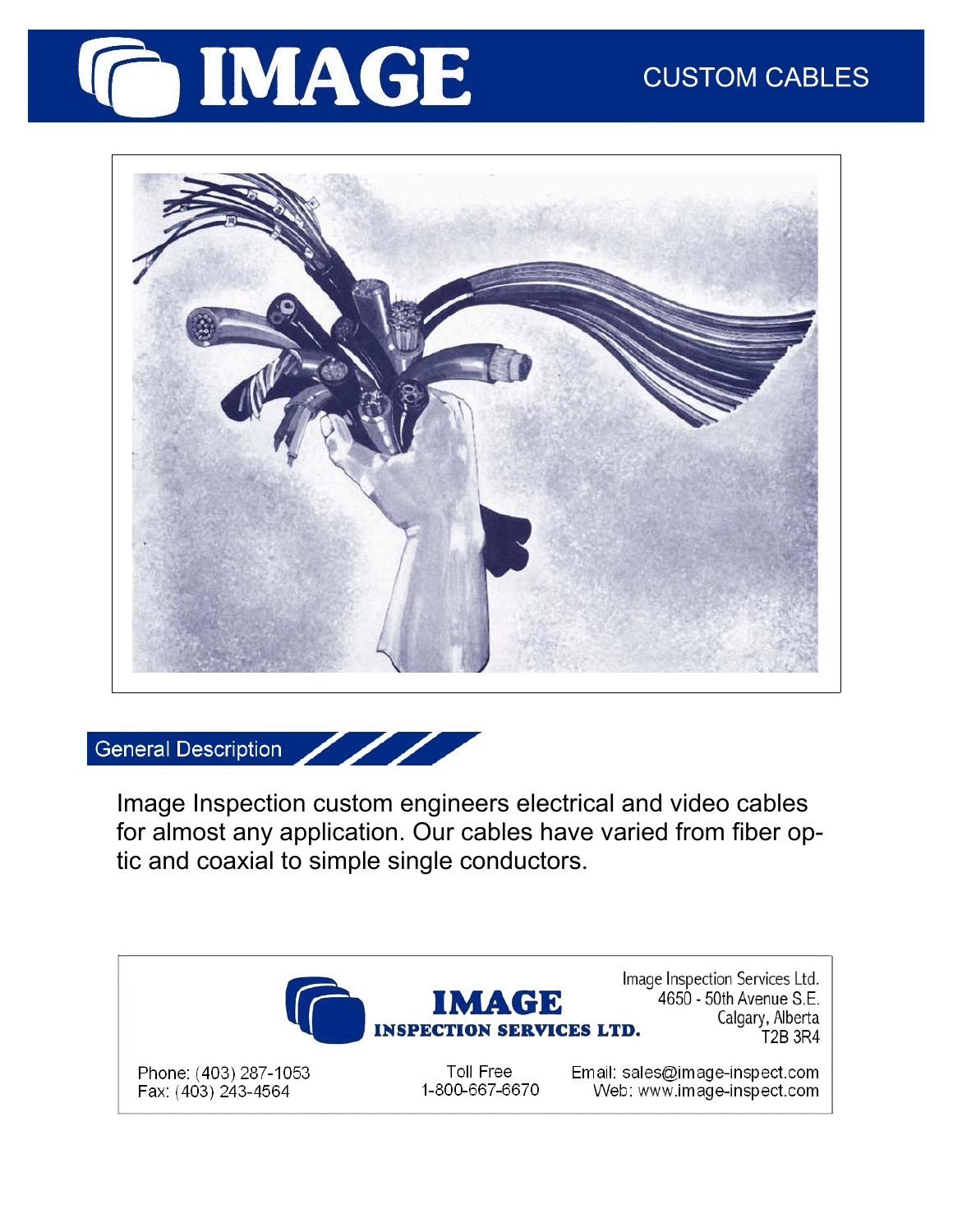# IMAGE

CUSTOM CABLES

## General Description

Image Inspection custom engineers electrical and video cables for almost any application. Our cables have varied from fiber optic and coaxial to simple single conductors.

**IMAGE**
**INSPECTION SERVICES LTD.**

Image Inspection Services Ltd.
4650 - 50th Avenue S.E.
Calgary, Alberta
T2B 3R4

Phone: (403) 287-1053
Fax: (403) 243-4564

Toll Free
1-800-667-6670

Email: sales@image-inspect.com
Web: www.image-inspect.com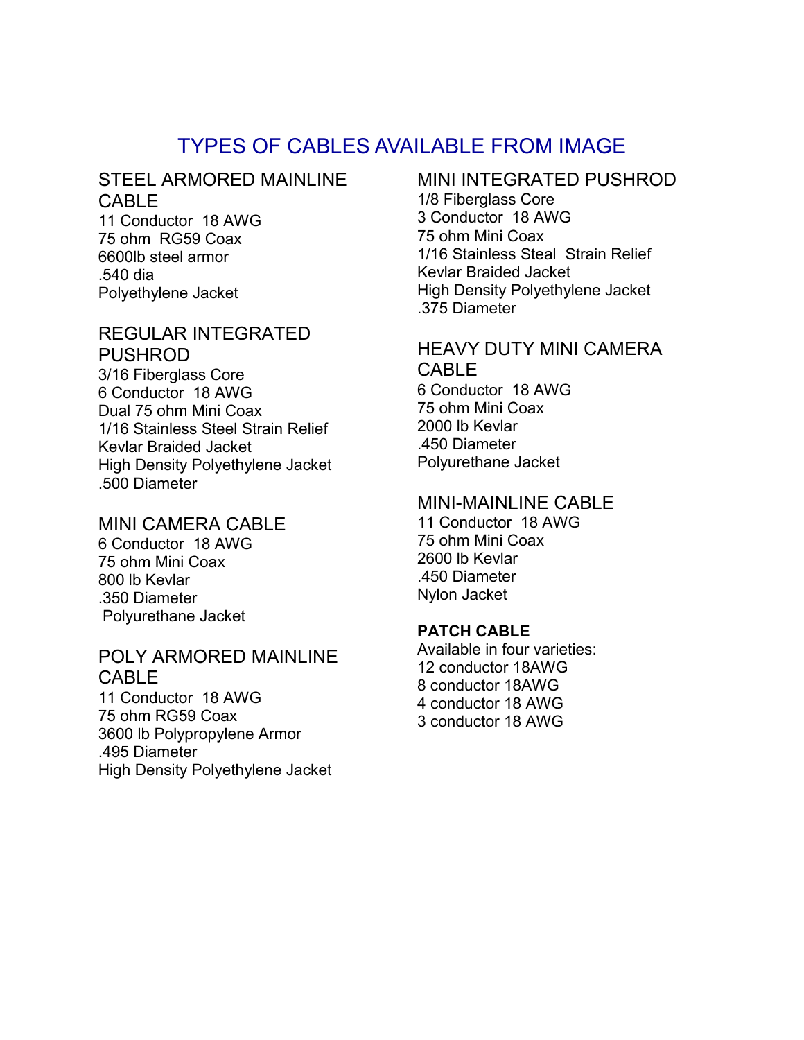# TYPES OF CABLES AVAILABLE FROM IMAGE

## STEEL ARMORED MAINLINE CABLE

11 Conductor 18 AWG
75 ohm RG59 Coax
6600lb steel armor
.540 dia
Polyethylene Jacket

## REGULAR INTEGRATED PUSHROD

3/16 Fiberglass Core
6 Conductor 18 AWG
Dual 75 ohm Mini Coax
1/16 Stainless Steel Strain Relief
Kevlar Braided Jacket
High Density Polyethylene Jacket
.500 Diameter

## MINI CAMERA CABLE

6 Conductor 18 AWG
75 ohm Mini Coax
800 lb Kevlar
.350 Diameter
Polyurethane Jacket

## POLY ARMORED MAINLINE CABLE

11 Conductor 18 AWG
75 ohm RG59 Coax
3600 lb Polypropylene Armor
.495 Diameter
High Density Polyethylene Jacket

## MINI INTEGRATED PUSHROD

1/8 Fiberglass Core
3 Conductor 18 AWG
75 ohm Mini Coax
1/16 Stainless Steal Strain Relief
Kevlar Braided Jacket
High Density Polyethylene Jacket
.375 Diameter

## HEAVY DUTY MINI CAMERA CABLE

6 Conductor 18 AWG
75 ohm Mini Coax
2000 lb Kevlar
.450 Diameter
Polyurethane Jacket

## MINI-MAINLINE CABLE

11 Conductor 18 AWG
75 ohm Mini Coax
2600 lb Kevlar
.450 Diameter
Nylon Jacket

**PATCH CABLE**

Available in four varieties:
12 conductor 18AWG
8 conductor 18AWG
4 conductor 18 AWG
3 conductor 18 AWG